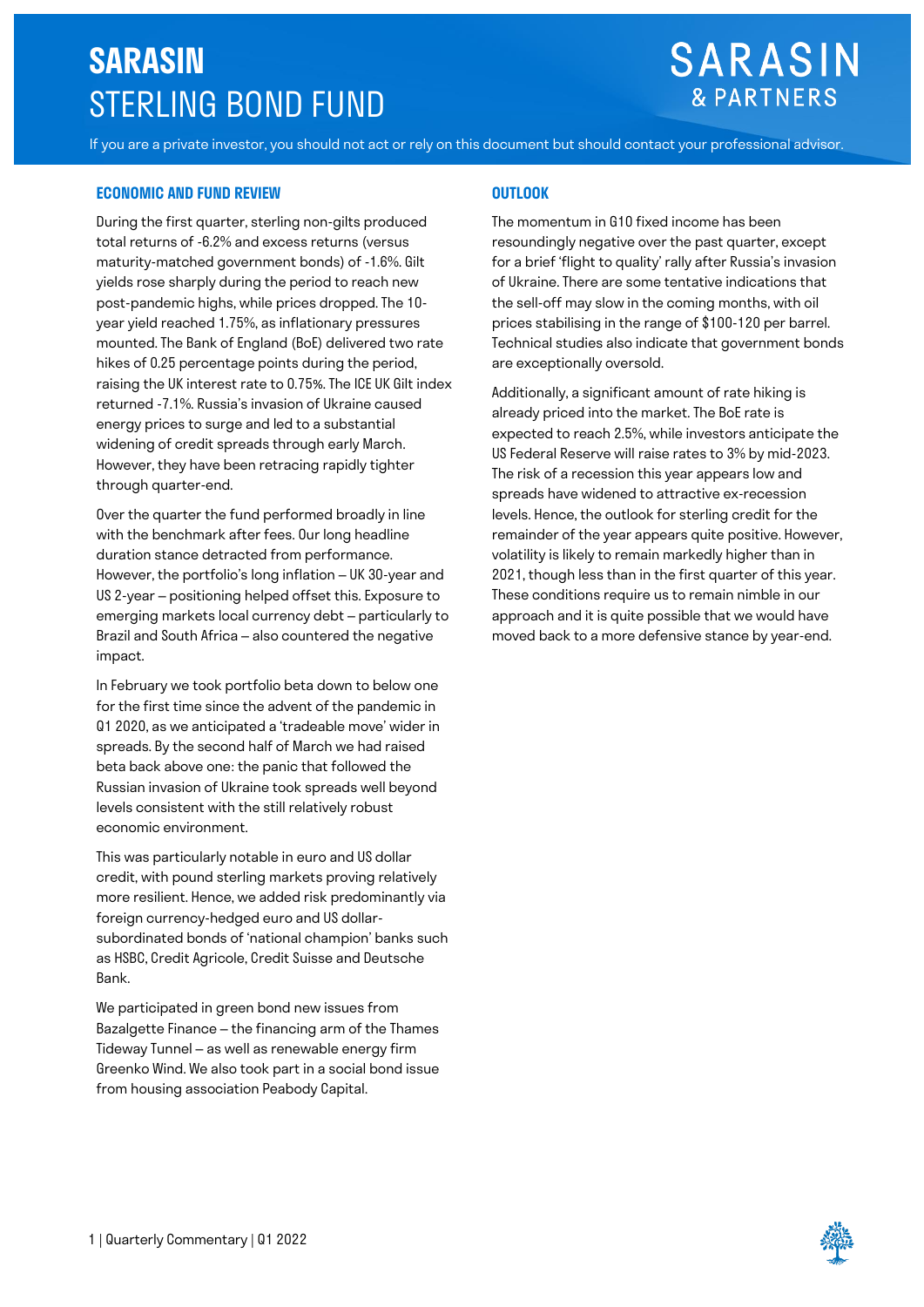# SARASIN STERLING BOND FUND

If you are a private investor, you should not act or rely on this document but should contact your professional advisor.

## ECONOMIC AND FUND REVIEW

During the first quarter, sterling non-gilts produced total returns of -6.2% and excess returns (versus maturity-matched government bonds) of -1.6%. Gilt yields rose sharply during the period to reach new post-pandemic highs, while prices dropped. The 10-year yield reached 1.75%, as inflationary pressures mounted. The Bank of England (BoE) delivered two rate hikes of 0.25 percentage points during the period, raising the UK interest rate to 0.75%. The ICE UK Gilt index returned -7.1%. Russia's invasion of Ukraine caused energy prices to surge and led to a substantial widening of credit spreads through early March. However, they have been retracing rapidly tighter through quarter-end.

Over the quarter the fund performed broadly in line with the benchmark after fees. Our long headline duration stance detracted from performance. However, the portfolio's long inflation – UK 30-year and US 2-year – positioning helped offset this. Exposure to emerging markets local currency debt – particularly to Brazil and South Africa – also countered the negative impact.

In February we took portfolio beta down to below one for the first time since the advent of the pandemic in Q1 2020, as we anticipated a 'tradeable move' wider in spreads. By the second half of March we had raised beta back above one: the panic that followed the Russian invasion of Ukraine took spreads well beyond levels consistent with the still relatively robust economic environment.

This was particularly notable in euro and US dollar credit, with pound sterling markets proving relatively more resilient. Hence, we added risk predominantly via foreign currency-hedged euro and US dollar-subordinated bonds of 'national champion' banks such as HSBC, Credit Agricole, Credit Suisse and Deutsche Bank.

We participated in green bond new issues from Bazalgette Finance – the financing arm of the Thames Tideway Tunnel – as well as renewable energy firm Greenko Wind. We also took part in a social bond issue from housing association Peabody Capital.

## OUTLOOK

The momentum in G10 fixed income has been resoundingly negative over the past quarter, except for a brief 'flight to quality' rally after Russia's invasion of Ukraine. There are some tentative indications that the sell-off may slow in the coming months, with oil prices stabilising in the range of $100-120 per barrel. Technical studies also indicate that government bonds are exceptionally oversold.

Additionally, a significant amount of rate hiking is already priced into the market. The BoE rate is expected to reach 2.5%, while investors anticipate the US Federal Reserve will raise rates to 3% by mid-2023. The risk of a recession this year appears low and spreads have widened to attractive ex-recession levels. Hence, the outlook for sterling credit for the remainder of the year appears quite positive. However, volatility is likely to remain markedly higher than in 2021, though less than in the first quarter of this year. These conditions require us to remain nimble in our approach and it is quite possible that we would have moved back to a more defensive stance by year-end.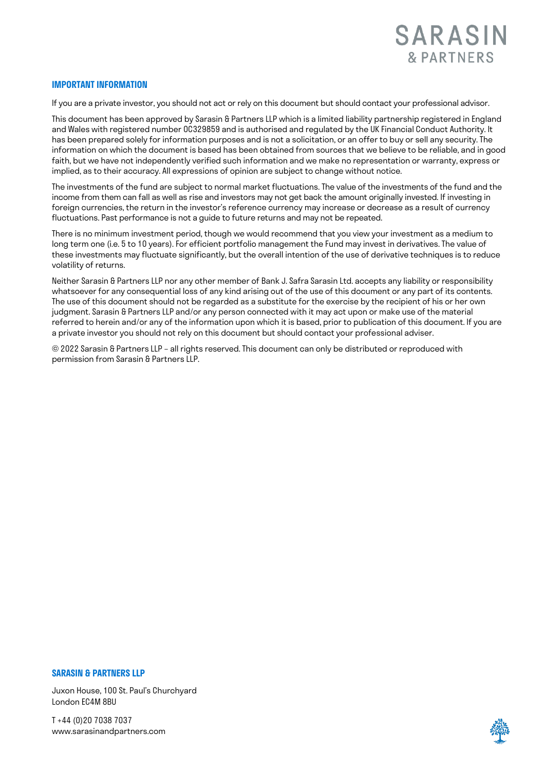## IMPORTANT INFORMATION

If you are a private investor, you should not act or rely on this document but should contact your professional advisor.

This document has been approved by Sarasin & Partners LLP which is a limited liability partnership registered in England and Wales with registered number OC329859 and is authorised and regulated by the UK Financial Conduct Authority. It has been prepared solely for information purposes and is not a solicitation, or an offer to buy or sell any security. The information on which the document is based has been obtained from sources that we believe to be reliable, and in good faith, but we have not independently verified such information and we make no representation or warranty, express or implied, as to their accuracy. All expressions of opinion are subject to change without notice.

The investments of the fund are subject to normal market fluctuations. The value of the investments of the fund and the income from them can fall as well as rise and investors may not get back the amount originally invested. If investing in foreign currencies, the return in the investor's reference currency may increase or decrease as a result of currency fluctuations. Past performance is not a guide to future returns and may not be repeated.

There is no minimum investment period, though we would recommend that you view your investment as a medium to long term one (i.e. 5 to 10 years). For efficient portfolio management the Fund may invest in derivatives. The value of these investments may fluctuate significantly, but the overall intention of the use of derivative techniques is to reduce volatility of returns.

Neither Sarasin & Partners LLP nor any other member of Bank J. Safra Sarasin Ltd. accepts any liability or responsibility whatsoever for any consequential loss of any kind arising out of the use of this document or any part of its contents. The use of this document should not be regarded as a substitute for the exercise by the recipient of his or her own judgment. Sarasin & Partners LLP and/or any person connected with it may act upon or make use of the material referred to herein and/or any of the information upon which it is based, prior to publication of this document. If you are a private investor you should not rely on this document but should contact your professional adviser.

© 2022 Sarasin & Partners LLP – all rights reserved. This document can only be distributed or reproduced with permission from Sarasin & Partners LLP.

## SARASIN & PARTNERS LLP

Juxon House, 100 St. Paul's Churchyard
London EC4M 8BU

T +44 (0)20 7038 7037
www.sarasinandpartners.com